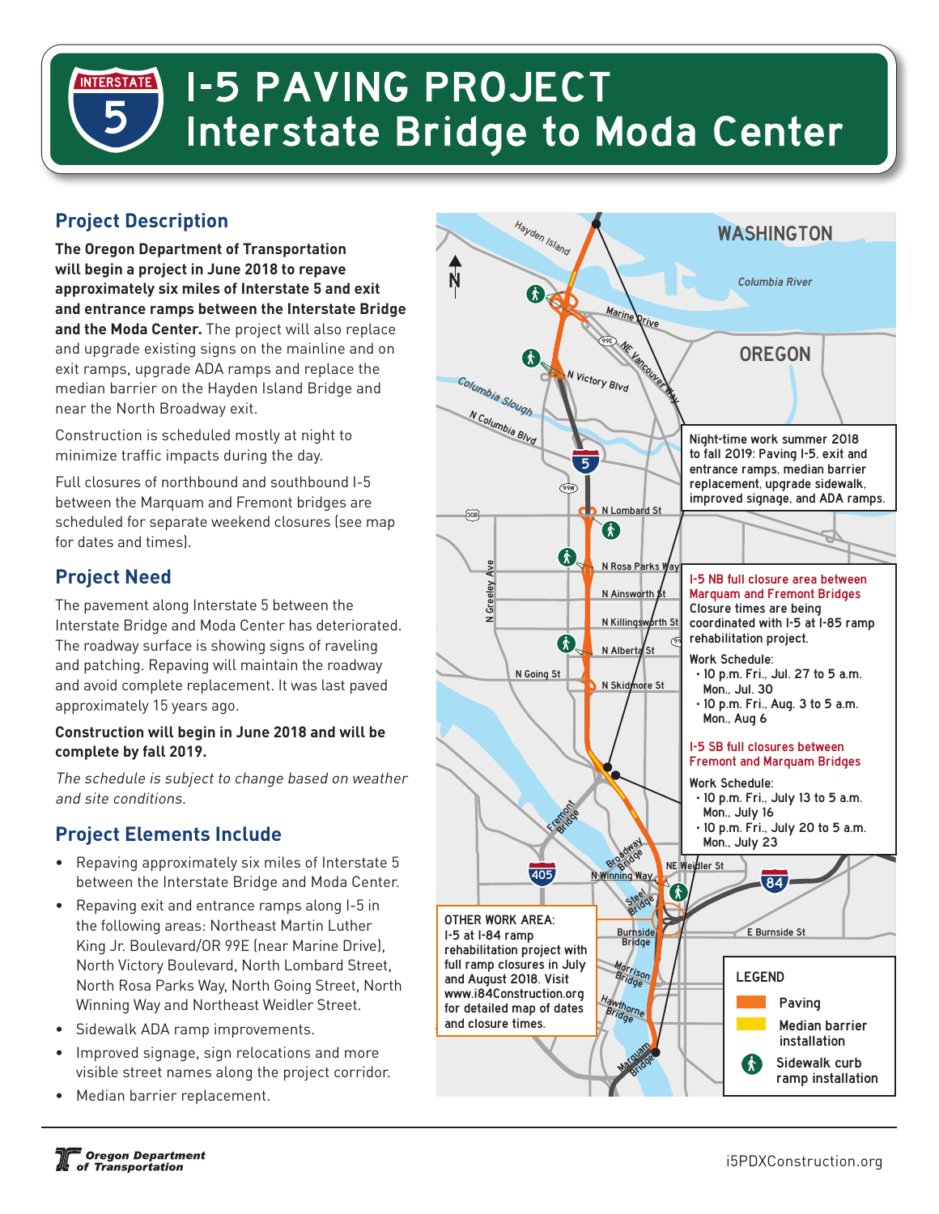# I-5 PAVING PROJECT
# Interstate Bridge to Moda Center

## Project Description

**The Oregon Department of Transportation will begin a project in June 2018 to repave approximately six miles of Interstate 5 and exit and entrance ramps between the Interstate Bridge and the Moda Center.** The project will also replace and upgrade existing signs on the mainline and on exit ramps, upgrade ADA ramps and replace the median barrier on the Hayden Island Bridge and near the North Broadway exit.

Construction is scheduled mostly at night to minimize traffic impacts during the day.

Full closures of northbound and southbound I-5 between the Marquam and Fremont bridges are scheduled for separate weekend closures (see map for dates and times).

## Project Need

The pavement along Interstate 5 between the Interstate Bridge and Moda Center has deteriorated. The roadway surface is showing signs of raveling and patching. Repaving will maintain the roadway and avoid complete replacement. It was last paved approximately 15 years ago.

**Construction will begin in June 2018 and will be complete by fall 2019.**

*The schedule is subject to change based on weather and site conditions.*

## Project Elements Include

- Repaving approximately six miles of Interstate 5 between the Interstate Bridge and Moda Center.
- Repaving exit and entrance ramps along I-5 in the following areas: Northeast Martin Luther King Jr. Boulevard/OR 99E (near Marine Drive), North Victory Boulevard, North Lombard Street, North Rosa Parks Way, North Going Street, North Winning Way and Northeast Weidler Street.
- Sidewalk ADA ramp improvements.
- Improved signage, sign relocations and more visible street names along the project corridor.
- Median barrier replacement.

Night-time work summer 2018 to fall 2019: Paving I-5, exit and entrance ramps, median barrier replacement, upgrade sidewalk, improved signage, and ADA ramps.

I-5 NB full closure area between Marquam and Fremont Bridges
Closure times are being coordinated with I-5 at I-85 ramp rehabilitation project.

Work Schedule:
- 10 p.m. Fri., Jul. 27 to 5 a.m. Mon., Jul. 30
- 10 p.m. Fri., Aug. 3 to 5 a.m. Mon., Aug 6

I-5 SB full closures between Fremont and Marquam Bridges

Work Schedule:
- 10 p.m. Fri., July 13 to 5 a.m. Mon., July 16
- 10 p.m. Fri., July 20 to 5 a.m. Mon., July 23

OTHER WORK AREA: I-5 at I-84 ramp rehabilitation project with full ramp closures in July and August 2018. Visit www.i84Construction.org for detailed map of dates and closure times.

LEGEND
- Paving
- Median barrier installation
- Sidewalk curb ramp installation

Oregon Department of Transportation

i5PDXConstruction.org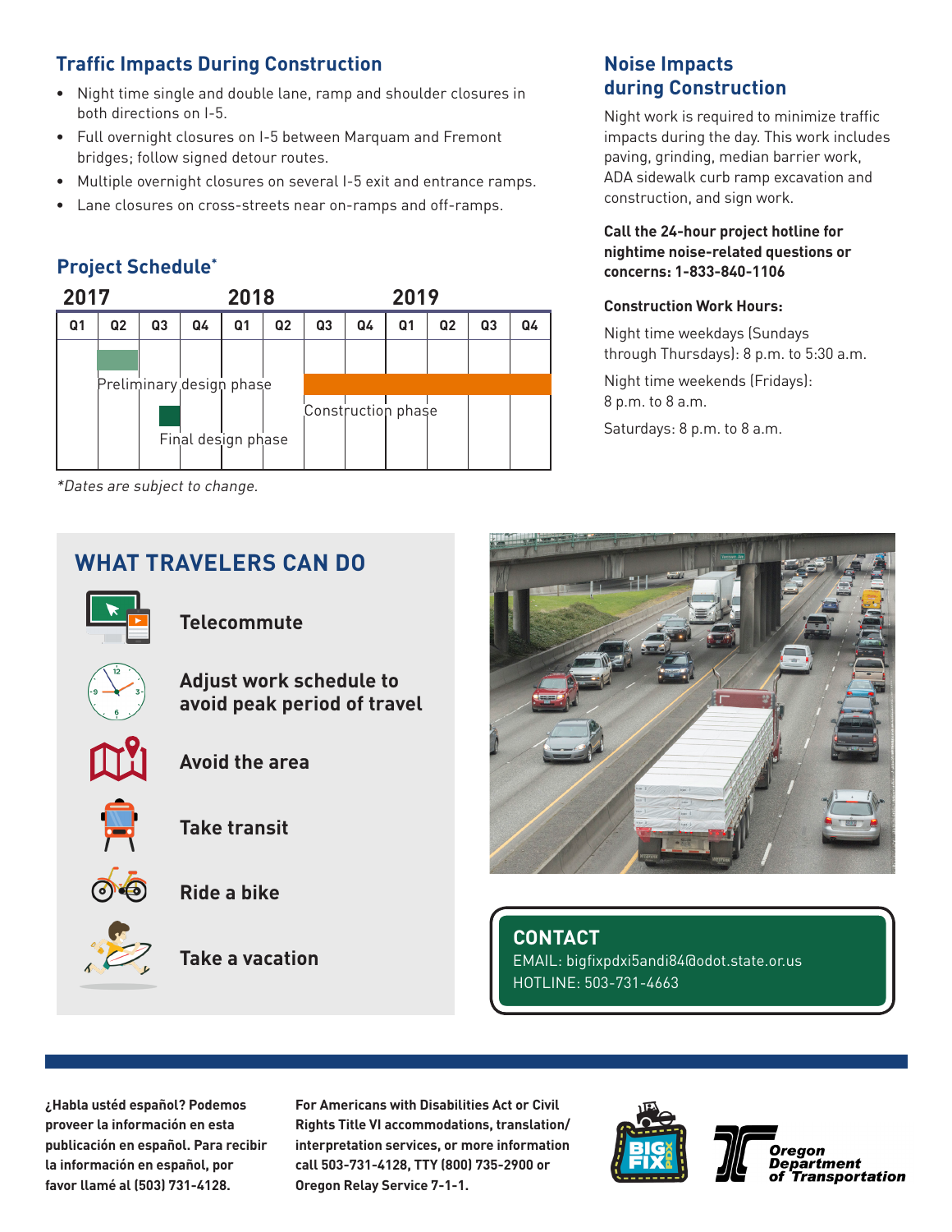## Traffic Impacts During Construction

- Night time single and double lane, ramp and shoulder closures in both directions on I-5.
- Full overnight closures on I-5 between Marquam and Fremont bridges; follow signed detour routes.
- Multiple overnight closures on several I-5 exit and entrance ramps.
- Lane closures on cross-streets near on-ramps and off-ramps.

## Project Schedule*

2017
2018
2019
Q1 Q2 Q3 Q4 Q1 Q2 Q3 Q4 Q1 Q2 Q3 Q4
Preliminary design phase
Final design phase
Construction phase

*Dates are subject to change.*

## Noise Impacts during Construction

Night work is required to minimize traffic impacts during the day. This work includes paving, grinding, median barrier work, ADA sidewalk curb ramp excavation and construction, and sign work.

**Call the 24-hour project hotline for nightime noise-related questions or concerns: 1-833-840-1106**

**Construction Work Hours:**

Night time weekdays (Sundays through Thursdays): 8 p.m. to 5:30 a.m.

Night time weekends (Fridays): 8 p.m. to 8 a.m.

Saturdays: 8 p.m. to 8 a.m.

## WHAT TRAVELERS CAN DO

- **Telecommute**
- **Adjust work schedule to avoid peak period of travel**
- **Avoid the area**
- **Take transit**
- **Ride a bike**
- **Take a vacation**

## CONTACT

EMAIL: bigfixpdxi5andi84@odot.state.or.us
HOTLINE: 503-731-4663

**¿Habla ustéd español? Podemos proveer la información en esta publicación en español. Para recibir la información en español, por favor llamé al (503) 731-4128.**

**For Americans with Disabilities Act or Civil Rights Title VI accommodations, translation/interpretation services, or more information call 503-731-4128, TTY (800) 735-2900 or Oregon Relay Service 7-1-1.**

BIG FIX PDX

Oregon Department of Transportation